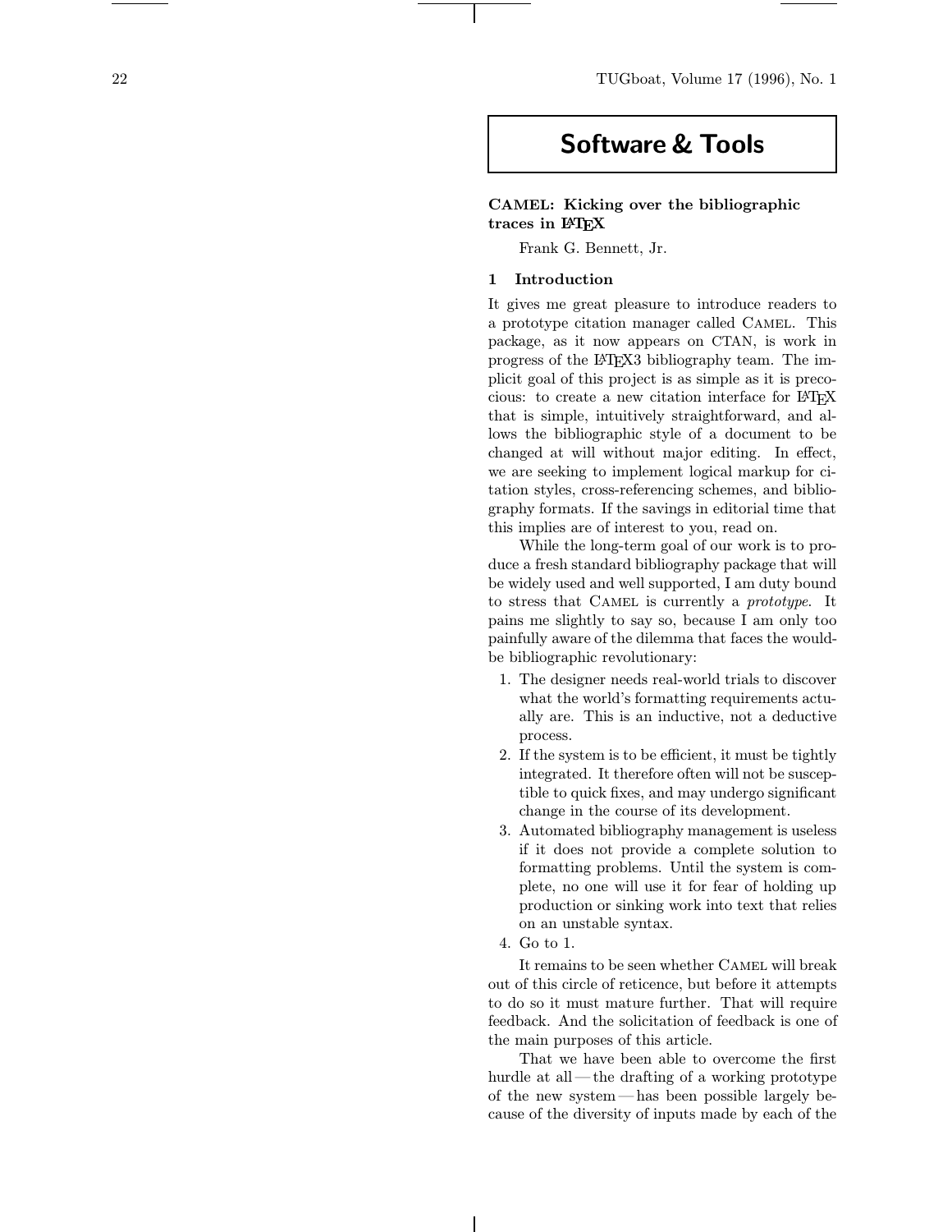# Software & Tools

## CAMEL: Kicking over the bibliographic traces in LaTeX

Frank G. Bennett, Jr.

### 1 Introduction

It gives me great pleasure to introduce readers to a prototype citation manager called CAMEL. This package, as it now appears on CTAN, is work in progress of the LaTeX3 bibliography team. The implicit goal of this project is as simple as it is precocious: to create a new citation interface for LaTeX that is simple, intuitively straightforward, and allows the bibliographic style of a document to be changed at will without major editing. In effect, we are seeking to implement logical markup for citation styles, cross-referencing schemes, and bibliography formats. If the savings in editorial time that this implies are of interest to you, read on.

While the long-term goal of our work is to produce a fresh standard bibliography package that will be widely used and well supported, I am duty bound to stress that CAMEL is currently a *prototype*. It pains me slightly to say so, because I am only too painfully aware of the dilemma that faces the would-be bibliographic revolutionary:

1. The designer needs real-world trials to discover what the world's formatting requirements actually are. This is an inductive, not a deductive process.
2. If the system is to be efficient, it must be tightly integrated. It therefore often will not be susceptible to quick fixes, and may undergo significant change in the course of its development.
3. Automated bibliography management is useless if it does not provide a complete solution to formatting problems. Until the system is complete, no one will use it for fear of holding up production or sinking work into text that relies on an unstable syntax.
4. Go to 1.

It remains to be seen whether CAMEL will break out of this circle of reticence, but before it attempts to do so it must mature further. That will require feedback. And the solicitation of feedback is one of the main purposes of this article.

That we have been able to overcome the first hurdle at all — the drafting of a working prototype of the new system — has been possible largely because of the diversity of inputs made by each of the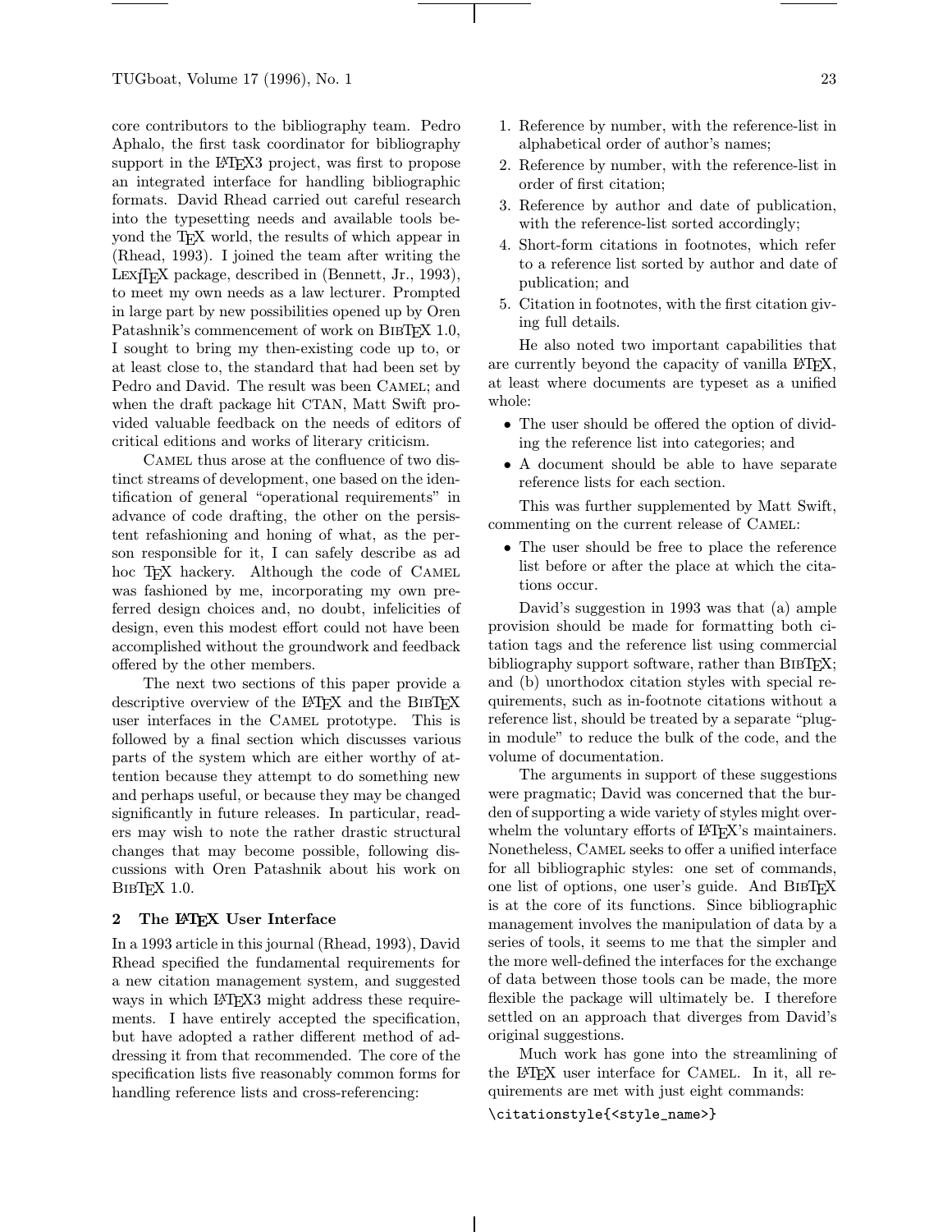core contributors to the bibliography team. Pedro Aphalo, the first task coordinator for bibliography support in the LaTeX3 project, was first to propose an integrated interface for handling bibliographic formats. David Rhead carried out careful research into the typesetting needs and available tools beyond the TeX world, the results of which appear in (Rhead, 1993). I joined the team after writing the LexiTeX package, described in (Bennett, Jr., 1993), to meet my own needs as a law lecturer. Prompted in large part by new possibilities opened up by Oren Patashnik's commencement of work on BibTeX 1.0, I sought to bring my then-existing code up to, or at least close to, the standard that had been set by Pedro and David. The result was been Camel; and when the draft package hit CTAN, Matt Swift provided valuable feedback on the needs of editors of critical editions and works of literary criticism.

Camel thus arose at the confluence of two distinct streams of development, one based on the identification of general "operational requirements" in advance of code drafting, the other on the persistent refashioning and honing of what, as the person responsible for it, I can safely describe as ad hoc TeX hackery. Although the code of Camel was fashioned by me, incorporating my own preferred design choices and, no doubt, infelicities of design, even this modest effort could not have been accomplished without the groundwork and feedback offered by the other members.

The next two sections of this paper provide a descriptive overview of the LaTeX and the BibTeX user interfaces in the Camel prototype. This is followed by a final section which discusses various parts of the system which are either worthy of attention because they attempt to do something new and perhaps useful, or because they may be changed significantly in future releases. In particular, readers may wish to note the rather drastic structural changes that may become possible, following discussions with Oren Patashnik about his work on BibTeX 1.0.

## 2 The LaTeX User Interface

In a 1993 article in this journal (Rhead, 1993), David Rhead specified the fundamental requirements for a new citation management system, and suggested ways in which LaTeX3 might address these requirements. I have entirely accepted the specification, but have adopted a rather different method of addressing it from that recommended. The core of the specification lists five reasonably common forms for handling reference lists and cross-referencing:

1. Reference by number, with the reference-list in alphabetical order of author's names;
2. Reference by number, with the reference-list in order of first citation;
3. Reference by author and date of publication, with the reference-list sorted accordingly;
4. Short-form citations in footnotes, which refer to a reference list sorted by author and date of publication; and
5. Citation in footnotes, with the first citation giving full details.

He also noted two important capabilities that are currently beyond the capacity of vanilla LaTeX, at least where documents are typeset as a unified whole:

- The user should be offered the option of dividing the reference list into categories; and
- A document should be able to have separate reference lists for each section.

This was further supplemented by Matt Swift, commenting on the current release of Camel:

- The user should be free to place the reference list before or after the place at which the citations occur.

David's suggestion in 1993 was that (a) ample provision should be made for formatting both citation tags and the reference list using commercial bibliography support software, rather than BibTeX; and (b) unorthodox citation styles with special requirements, such as in-footnote citations without a reference list, should be treated by a separate "plug-in module" to reduce the bulk of the code, and the volume of documentation.

The arguments in support of these suggestions were pragmatic; David was concerned that the burden of supporting a wide variety of styles might overwhelm the voluntary efforts of LaTeX's maintainers. Nonetheless, Camel seeks to offer a unified interface for all bibliographic styles: one set of commands, one list of options, one user's guide. And BibTeX is at the core of its functions. Since bibliographic management involves the manipulation of data by a series of tools, it seems to me that the simpler and the more well-defined the interfaces for the exchange of data between those tools can be made, the more flexible the package will ultimately be. I therefore settled on an approach that diverges from David's original suggestions.

Much work has gone into the streamlining of the LaTeX user interface for Camel. In it, all requirements are met with just eight commands:

```
\citationstyle{<style_name>}
```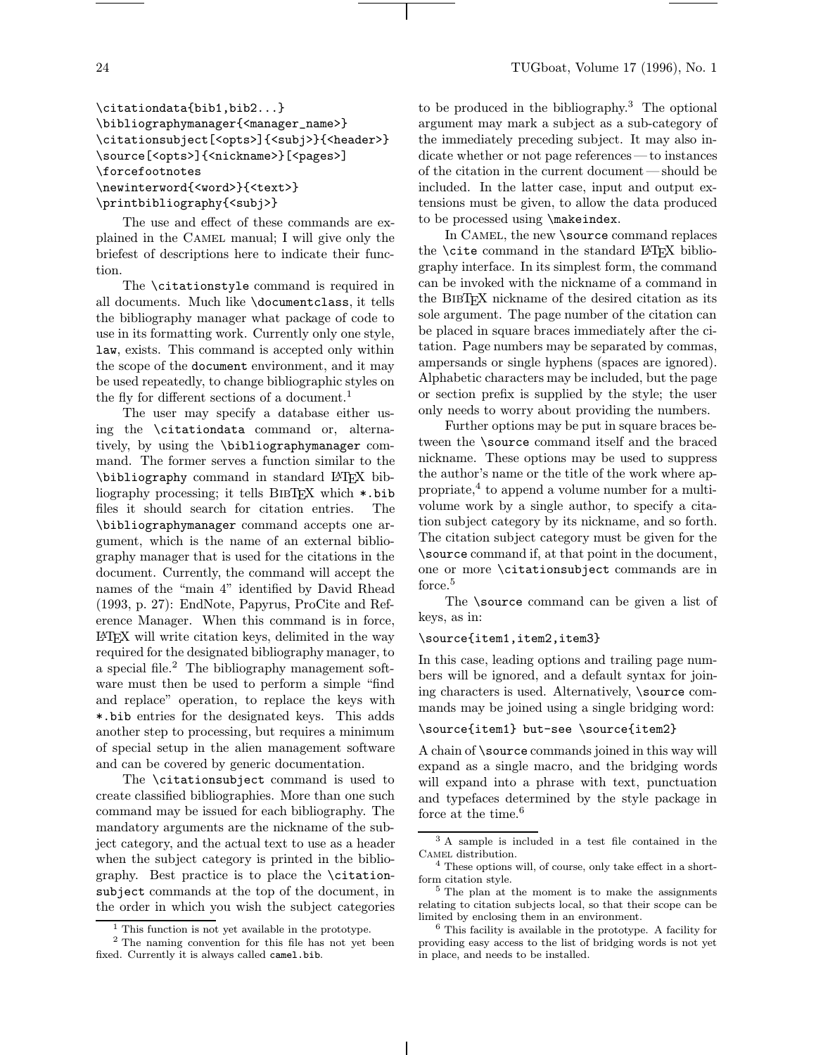```
\citationdata{bib1,bib2...}
\bibliographymanager{<manager_name>}
\citationsubject[<opts>]{<subj>}{<header>}
\source[<opts>]{<nickname>}[<pages>]
\forcefootnotes
\newinterword{<word>}{<text>}
\printbibliography{<subj>}
```

The use and effect of these commands are explained in the CAMEL manual; I will give only the briefest of descriptions here to indicate their function.

The `\citationstyle` command is required in all documents. Much like `\documentclass`, it tells the bibliography manager what package of code to use in its formatting work. Currently only one style, `law`, exists. This command is accepted only within the scope of the `document` environment, and it may be used repeatedly, to change bibliographic styles on the fly for different sections of a document.[1]

The user may specify a database either using the `\citationdata` command or, alternatively, by using the `\bibliographymanager` command. The former serves a function similar to the `\bibliography` command in standard LaTeX bibliography processing; it tells BibTeX which `*.bib` files it should search for citation entries. The `\bibliographymanager` command accepts one argument, which is the name of an external bibliography manager that is used for the citations in the document. Currently, the command will accept the names of the "main 4" identified by David Rhead (1993, p. 27): EndNote, Papyrus, ProCite and Reference Manager. When this command is in force, LaTeX will write citation keys, delimited in the way required for the designated bibliography manager, to a special file.[2] The bibliography management software must then be used to perform a simple "find and replace" operation, to replace the keys with `*.bib` entries for the designated keys. This adds another step to processing, but requires a minimum of special setup in the alien management software and can be covered by generic documentation.

The `\citationsubject` command is used to create classified bibliographies. More than one such command may be issued for each bibliography. The mandatory arguments are the nickname of the subject category, and the actual text to use as a header when the subject category is printed in the bibliography. Best practice is to place the `\citationsubject` commands at the top of the document, in the order in which you wish the subject categories to be produced in the bibliography.[3] The optional argument may mark a subject as a sub-category of the immediately preceding subject. It may also indicate whether or not page references — to instances of the citation in the current document — should be included. In the latter case, input and output extensions must be given, to allow the data produced to be processed using `\makeindex`.

In CAMEL, the new `\source` command replaces the `\cite` command in the standard LaTeX bibliography interface. In its simplest form, the command can be invoked with the nickname of a command in the BibTeX nickname of the desired citation as its sole argument. The page number of the citation can be placed in square braces immediately after the citation. Page numbers may be separated by commas, ampersands or single hyphens (spaces are ignored). Alphabetic characters may be included, but the page or section prefix is supplied by the style; the user only needs to worry about providing the numbers.

Further options may be put in square braces between the `\source` command itself and the braced nickname. These options may be used to suppress the author's name or the title of the work where appropriate,[4] to append a volume number for a multivolume work by a single author, to specify a citation subject category by its nickname, and so forth. The citation subject category must be given for the `\source` command if, at that point in the document, one or more `\citationsubject` commands are in force.[5]

The `\source` command can be given a list of keys, as in:

```
\source{item1,item2,item3}
```

In this case, leading options and trailing page numbers will be ignored, and a default syntax for joining characters is used. Alternatively, `\source` commands may be joined using a single bridging word:

```
\source{item1} but-see \source{item2}
```

A chain of `\source` commands joined in this way will expand as a single macro, and the bridging words will expand into a phrase with text, punctuation and typefaces determined by the style package in force at the time.[6]

---

[1] This function is not yet available in the prototype.

[2] The naming convention for this file has not yet been fixed. Currently it is always called `camel.bib`.

[3] A sample is included in a test file contained in the CAMEL distribution.

[4] These options will, of course, only take effect in a short-form citation style.

[5] The plan at the moment is to make the assignments relating to citation subjects local, so that their scope can be limited by enclosing them in an environment.

[6] This facility is available in the prototype. A facility for providing easy access to the list of bridging words is not yet in place, and needs to be installed.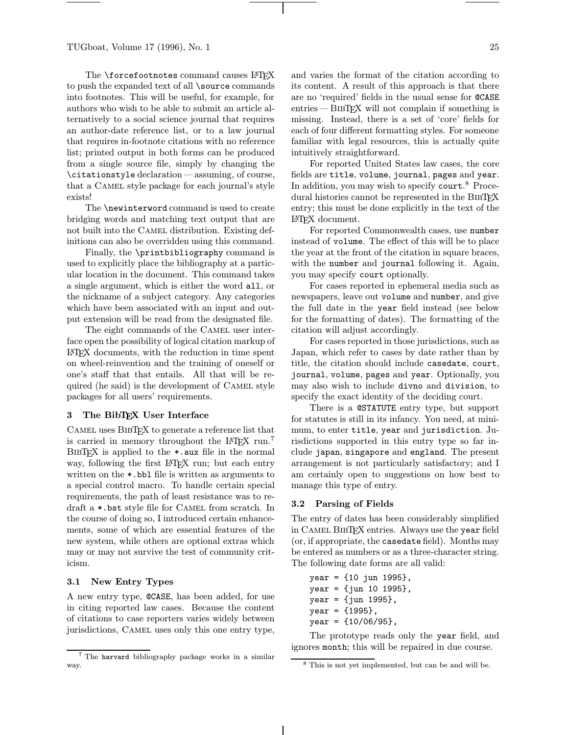The `\forcefootnotes` command causes LaTeX to push the expanded text of all `\source` commands into footnotes. This will be useful, for example, for authors who wish to be able to submit an article alternatively to a social science journal that requires an author-date reference list, or to a law journal that requires in-footnote citations with no reference list; printed output in both forms can be produced from a single source file, simply by changing the `\citationstyle` declaration — assuming, of course, that a Camel style package for each journal's style exists!

The `\newinterword` command is used to create bridging words and matching text output that are not built into the Camel distribution. Existing definitions can also be overridden using this command.

Finally, the `\printbibliography` command is used to explicitly place the bibliography at a particular location in the document. This command takes a single argument, which is either the word `all`, or the nickname of a subject category. Any categories which have been associated with an input and output extension will be read from the designated file.

The eight commands of the Camel user interface open the possibility of logical citation markup of LaTeX documents, with the reduction in time spent on wheel-reinvention and the training of oneself or one's staff that that entails. All that will be required (he said) is the development of Camel style packages for all users' requirements.

## 3 The BibTeX User Interface

Camel uses BibTeX to generate a reference list that is carried in memory throughout the LaTeX run.[7] BibTeX is applied to the `*.aux` file in the normal way, following the first LaTeX run; but each entry written on the `*.bbl` file is written as arguments to a special control macro. To handle certain special requirements, the path of least resistance was to redraft a `*.bst` style file for Camel from scratch. In the course of doing so, I introduced certain enhancements, some of which are essential features of the new system, while others are optional extras which may or may not survive the test of community criticism.

### 3.1 New Entry Types

A new entry type, `@CASE`, has been added, for use in citing reported law cases. Because the content of citations to case reporters varies widely between jurisdictions, Camel uses only this one entry type, and varies the format of the citation according to its content. A result of this approach is that there are no 'required' fields in the usual sense for `@CASE` entries — BibTeX will not complain if something is missing. Instead, there is a set of 'core' fields for each of four different formatting styles. For someone familiar with legal resources, this is actually quite intuitively straightforward.

For reported United States law cases, the core fields are `title`, `volume`, `journal`, `pages` and `year`. In addition, you may wish to specify `court`.[8] Procedural histories cannot be represented in the BibTeX entry; this must be done explicitly in the text of the LaTeX document.

For reported Commonwealth cases, use `number` instead of `volume`. The effect of this will be to place the year at the front of the citation in square braces, with the `number` and `journal` following it. Again, you may specify `court` optionally.

For cases reported in ephemeral media such as newspapers, leave out `volume` and `number`, and give the full date in the `year` field instead (see below for the formatting of dates). The formatting of the citation will adjust accordingly.

For cases reported in those jurisdictions, such as Japan, which refer to cases by date rather than by title, the citation should include `casedate`, `court`, `journal`, `volume`, `pages` and `year`. Optionally, you may also wish to include `divno` and `division`, to specify the exact identity of the deciding court.

There is a `@STATUTE` entry type, but support for statutes is still in its infancy. You need, at minimum, to enter `title`, `year` and `jurisdiction`. Jurisdictions supported in this entry type so far include `japan`, `singapore` and `england`. The present arrangement is not particularly satisfactory; and I am certainly open to suggestions on how best to manage this type of entry.

### 3.2 Parsing of Fields

The entry of dates has been considerably simplified in Camel BibTeX entries. Always use the `year` field (or, if appropriate, the `casedate` field). Months may be entered as numbers or as a three-character string. The following date forms are all valid:

```
year = {10 jun 1995},
year = {jun 10 1995},
year = {jun 1995},
year = {1995},
year = {10/06/95},
```

The prototype reads only the `year` field, and ignores `month`; this will be repaired in due course.

---

[7] The `harvard` bibliography package works in a similar way.

[8] This is not yet implemented, but can be and will be.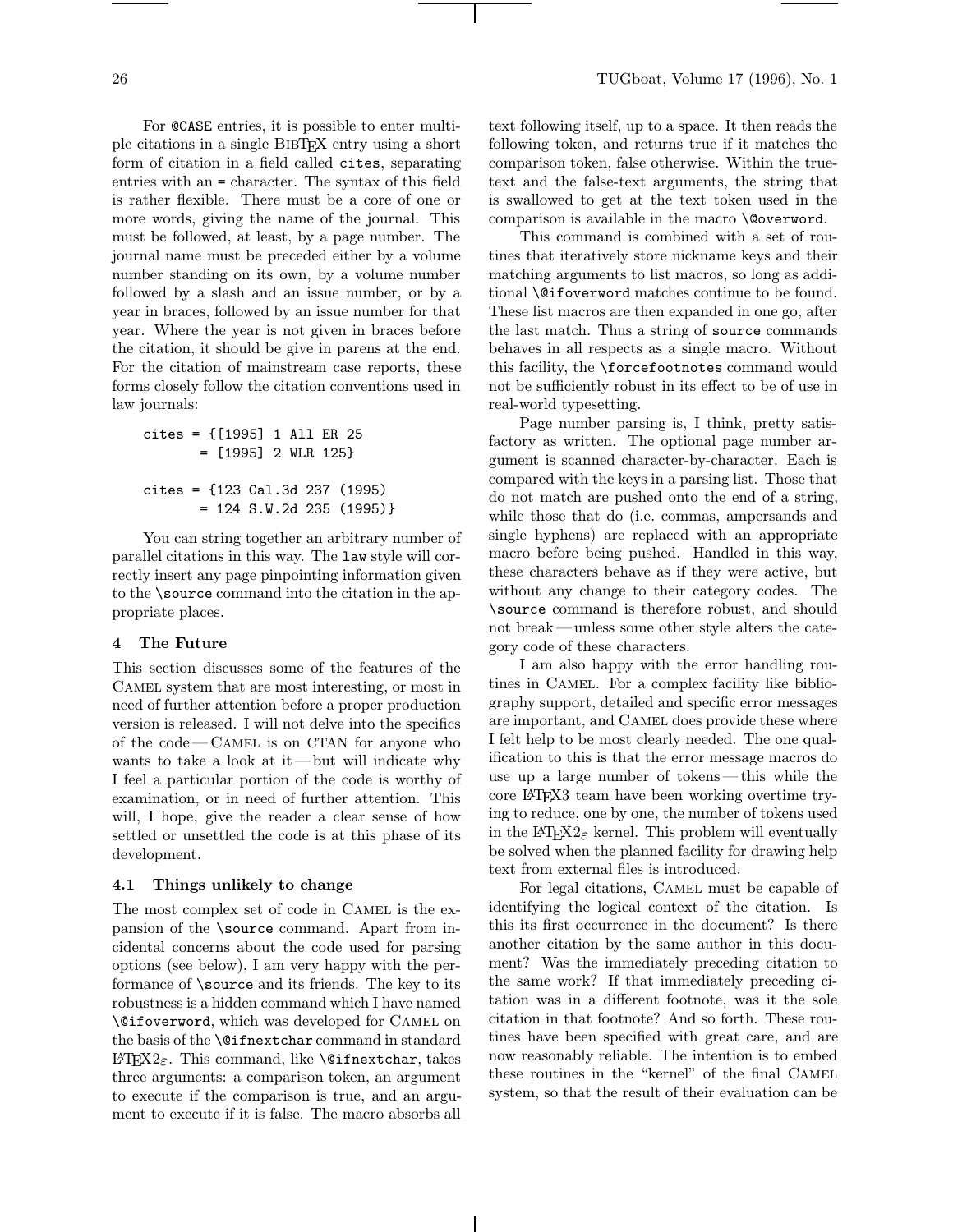For @CASE entries, it is possible to enter multiple citations in a single BibTeX entry using a short form of citation in a field called cites, separating entries with an = character. The syntax of this field is rather flexible. There must be a core of one or more words, giving the name of the journal. This must be followed, at least, by a page number. The journal name must be preceded either by a volume number standing on its own, by a volume number followed by a slash and an issue number, or by a year in braces, followed by an issue number for that year. Where the year is not given in braces before the citation, it should be give in parens at the end. For the citation of mainstream case reports, these forms closely follow the citation conventions used in law journals:

```
cites = {[1995] 1 All ER 25
       = [1995] 2 WLR 125}

cites = {123 Cal.3d 237 (1995)
        = 124 S.W.2d 235 (1995)}
```

You can string together an arbitrary number of parallel citations in this way. The law style will correctly insert any page pinpointing information given to the \source command into the citation in the appropriate places.

## 4 The Future

This section discusses some of the features of the Camel system that are most interesting, or most in need of further attention before a proper production version is released. I will not delve into the specifics of the code — Camel is on CTAN for anyone who wants to take a look at it — but will indicate why I feel a particular portion of the code is worthy of examination, or in need of further attention. This will, I hope, give the reader a clear sense of how settled or unsettled the code is at this phase of its development.

### 4.1 Things unlikely to change

The most complex set of code in Camel is the expansion of the \source command. Apart from incidental concerns about the code used for parsing options (see below), I am very happy with the performance of \source and its friends. The key to its robustness is a hidden command which I have named \@ifoverword, which was developed for Camel on the basis of the \@ifnextchar command in standard LaTeX2ε. This command, like \@ifnextchar, takes three arguments: a comparison token, an argument to execute if the comparison is true, and an argument to execute if it is false. The macro absorbs all text following itself, up to a space. It then reads the following token, and returns true if it matches the comparison token, false otherwise. Within the true-text and the false-text arguments, the string that is swallowed to get at the text token used in the comparison is available in the macro \@overword.

This command is combined with a set of routines that iteratively store nickname keys and their matching arguments to list macros, so long as additional \@ifoverword matches continue to be found. These list macros are then expanded in one go, after the last match. Thus a string of source commands behaves in all respects as a single macro. Without this facility, the \forcefootnotes command would not be sufficiently robust in its effect to be of use in real-world typesetting.

Page number parsing is, I think, pretty satisfactory as written. The optional page number argument is scanned character-by-character. Each is compared with the keys in a parsing list. Those that do not match are pushed onto the end of a string, while those that do (i.e. commas, ampersands and single hyphens) are replaced with an appropriate macro before being pushed. Handled in this way, these characters behave as if they were active, but without any change to their category codes. The \source command is therefore robust, and should not break — unless some other style alters the category code of these characters.

I am also happy with the error handling routines in Camel. For a complex facility like bibliography support, detailed and specific error messages are important, and Camel does provide these where I felt help to be most clearly needed. The one qualification to this is that the error message macros do use up a large number of tokens — this while the core LaTeX3 team have been working overtime trying to reduce, one by one, the number of tokens used in the LaTeX2ε kernel. This problem will eventually be solved when the planned facility for drawing help text from external files is introduced.

For legal citations, Camel must be capable of identifying the logical context of the citation. Is this its first occurrence in the document? Is there another citation by the same author in this document? Was the immediately preceding citation to the same work? If that immediately preceding citation was in a different footnote, was it the sole citation in that footnote? And so forth. These routines have been specified with great care, and are now reasonably reliable. The intention is to embed these routines in the "kernel" of the final Camel system, so that the result of their evaluation can be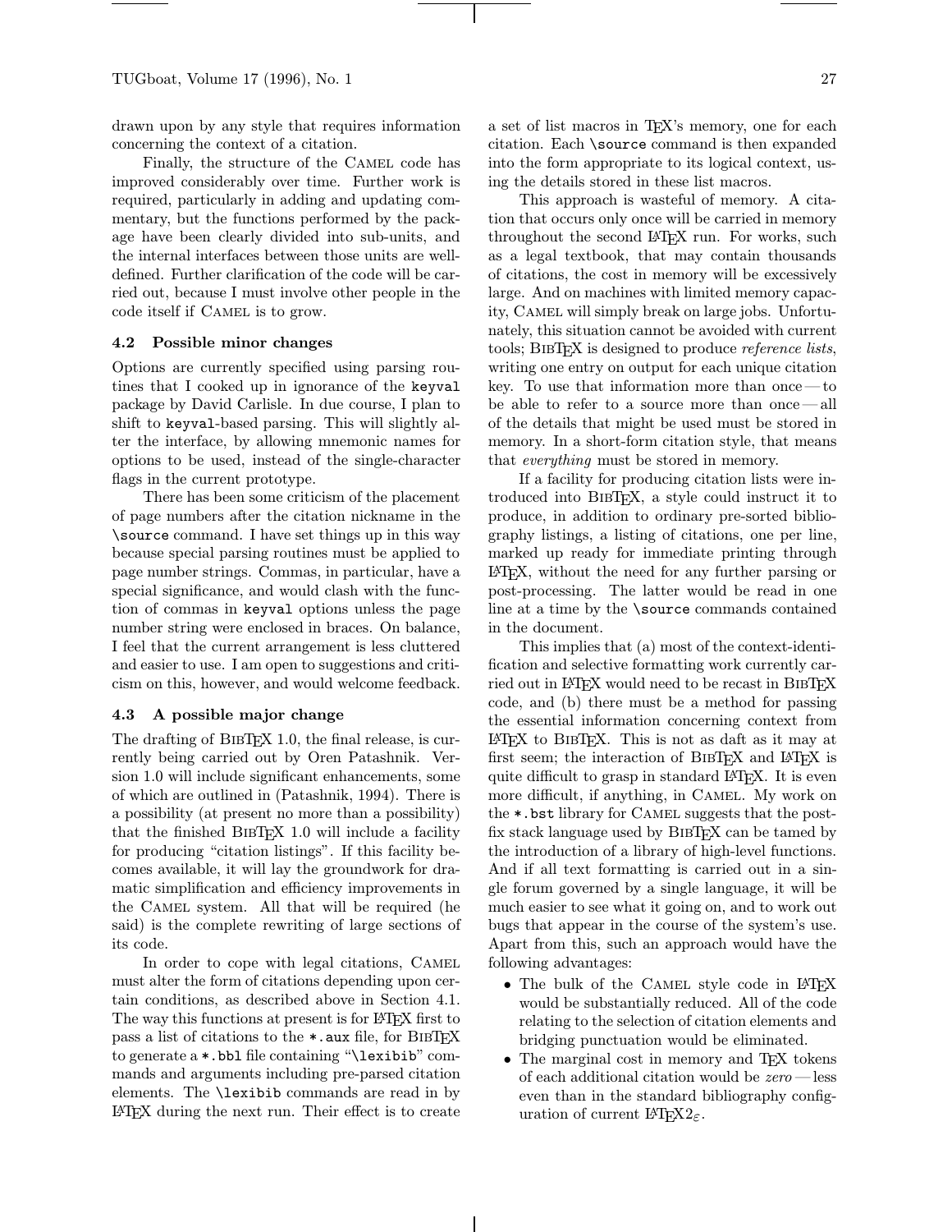drawn upon by any style that requires information concerning the context of a citation.

Finally, the structure of the CAMEL code has improved considerably over time. Further work is required, particularly in adding and updating commentary, but the functions performed by the package have been clearly divided into sub-units, and the internal interfaces between those units are well-defined. Further clarification of the code will be carried out, because I must involve other people in the code itself if CAMEL is to grow.

### 4.2 Possible minor changes

Options are currently specified using parsing routines that I cooked up in ignorance of the `keyval` package by David Carlisle. In due course, I plan to shift to `keyval`-based parsing. This will slightly alter the interface, by allowing mnemonic names for options to be used, instead of the single-character flags in the current prototype.

There has been some criticism of the placement of page numbers after the citation nickname in the `\source` command. I have set things up in this way because special parsing routines must be applied to page number strings. Commas, in particular, have a special significance, and would clash with the function of commas in `keyval` options unless the page number string were enclosed in braces. On balance, I feel that the current arrangement is less cluttered and easier to use. I am open to suggestions and criticism on this, however, and would welcome feedback.

### 4.3 A possible major change

The drafting of BibTeX 1.0, the final release, is currently being carried out by Oren Patashnik. Version 1.0 will include significant enhancements, some of which are outlined in (Patashnik, 1994). There is a possibility (at present no more than a possibility) that the finished BibTeX 1.0 will include a facility for producing "citation listings". If this facility becomes available, it will lay the groundwork for dramatic simplification and efficiency improvements in the CAMEL system. All that will be required (he said) is the complete rewriting of large sections of its code.

In order to cope with legal citations, CAMEL must alter the form of citations depending upon certain conditions, as described above in Section 4.1. The way this functions at present is for LaTeX first to pass a list of citations to the `*.aux` file, for BibTeX to generate a `*.bbl` file containing "`\lexibib`" commands and arguments including pre-parsed citation elements. The `\lexibib` commands are read in by LaTeX during the next run. Their effect is to create a set of list macros in TeX's memory, one for each citation. Each `\source` command is then expanded into the form appropriate to its logical context, using the details stored in these list macros.

This approach is wasteful of memory. A citation that occurs only once will be carried in memory throughout the second LaTeX run. For works, such as a legal textbook, that may contain thousands of citations, the cost in memory will be excessively large. And on machines with limited memory capacity, CAMEL will simply break on large jobs. Unfortunately, this situation cannot be avoided with current tools; BibTeX is designed to produce *reference lists*, writing one entry on output for each unique citation key. To use that information more than once — to be able to refer to a source more than once — all of the details that might be used must be stored in memory. In a short-form citation style, that means that *everything* must be stored in memory.

If a facility for producing citation lists were introduced into BibTeX, a style could instruct it to produce, in addition to ordinary pre-sorted bibliography listings, a listing of citations, one per line, marked up ready for immediate printing through LaTeX, without the need for any further parsing or post-processing. The latter would be read in one line at a time by the `\source` commands contained in the document.

This implies that (a) most of the context-identification and selective formatting work currently carried out in LaTeX would need to be recast in BibTeX code, and (b) there must be a method for passing the essential information concerning context from LaTeX to BibTeX. This is not as daft as it may at first seem; the interaction of BibTeX and LaTeX is quite difficult to grasp in standard LaTeX. It is even more difficult, if anything, in CAMEL. My work on the `*.bst` library for CAMEL suggests that the postfix stack language used by BibTeX can be tamed by the introduction of a library of high-level functions. And if all text formatting is carried out in a single forum governed by a single language, it will be much easier to see what it going on, and to work out bugs that appear in the course of the system's use. Apart from this, such an approach would have the following advantages:

- The bulk of the CAMEL style code in LaTeX would be substantially reduced. All of the code relating to the selection of citation elements and bridging punctuation would be eliminated.
- The marginal cost in memory and TeX tokens of each additional citation would be *zero* — less even than in the standard bibliography configuration of current LaTeX $2_{\varepsilon}$.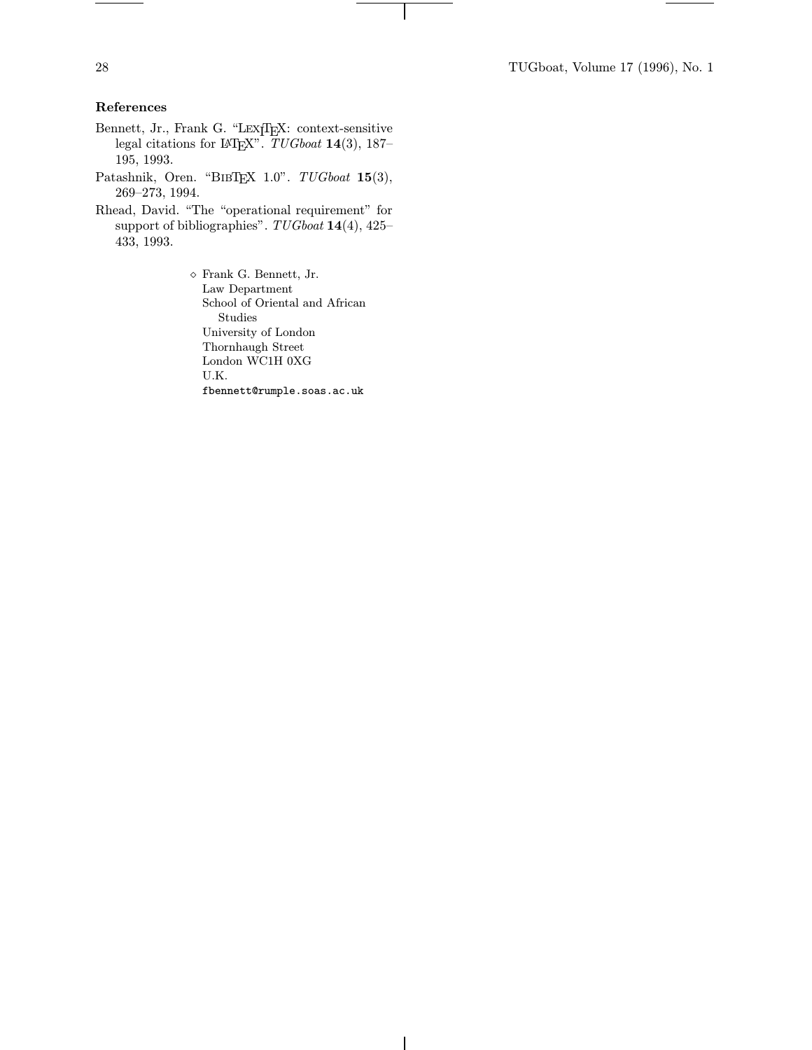### References

Bennett, Jr., Frank G. "LexiTeX: context-sensitive legal citations for LaTeX". *TUGboat* **14**(3), 187–195, 1993.

Patashnik, Oren. "BibTeX 1.0". *TUGboat* **15**(3), 269–273, 1994.

Rhead, David. "The "operational requirement" for support of bibliographies". *TUGboat* **14**(4), 425–433, 1993.

◇ Frank G. Bennett, Jr.  
Law Department  
School of Oriental and African Studies  
University of London  
Thornhaugh Street  
London WC1H 0XG  
U.K.  
`fbennett@rumple.soas.ac.uk`